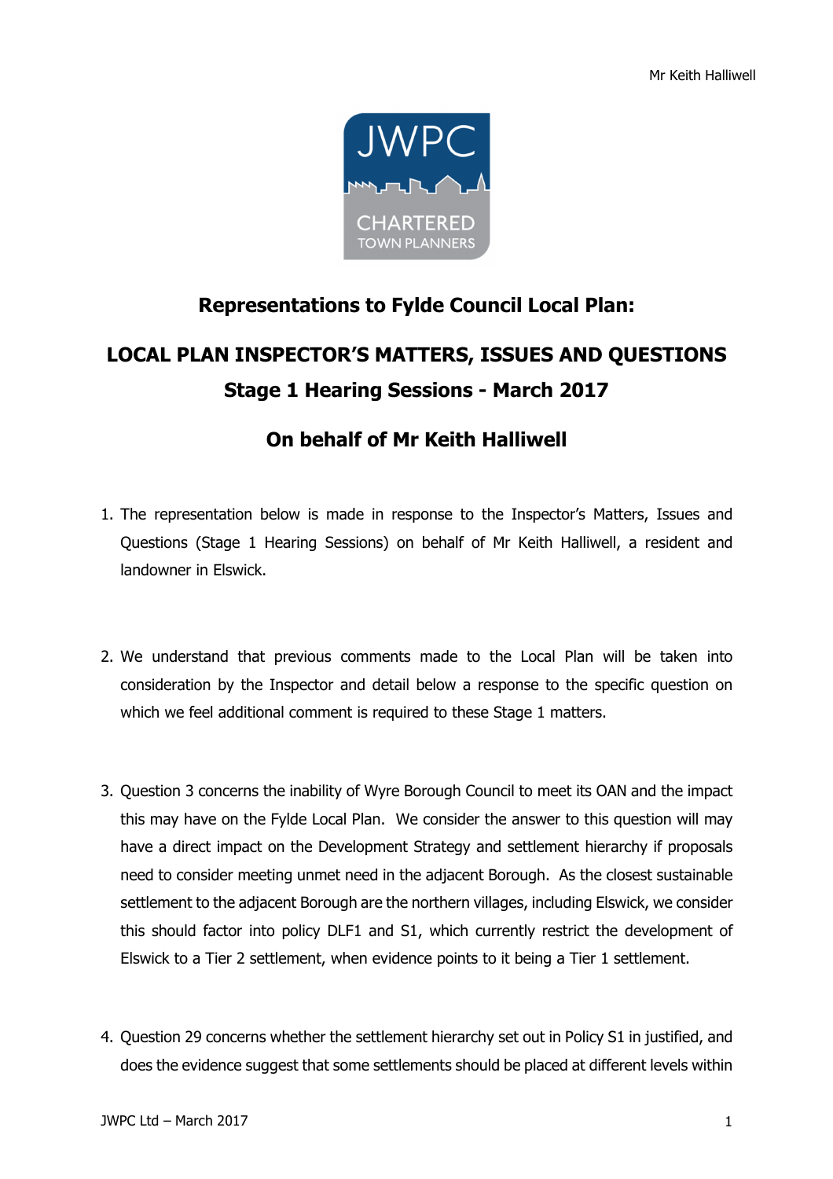# Representations to Fylde Council Local Plan:

## LOCAL PLAN INSPECTOR'S MATTERS, ISSUES AND QUESTIONS
## Stage 1 Hearing Sessions - March 2017

## On behalf of Mr Keith Halliwell

1. The representation below is made in response to the Inspector's Matters, Issues and Questions (Stage 1 Hearing Sessions) on behalf of Mr Keith Halliwell, a resident and landowner in Elswick.

2. We understand that previous comments made to the Local Plan will be taken into consideration by the Inspector and detail below a response to the specific question on which we feel additional comment is required to these Stage 1 matters.

3. Question 3 concerns the inability of Wyre Borough Council to meet its OAN and the impact this may have on the Fylde Local Plan. We consider the answer to this question will may have a direct impact on the Development Strategy and settlement hierarchy if proposals need to consider meeting unmet need in the adjacent Borough. As the closest sustainable settlement to the adjacent Borough are the northern villages, including Elswick, we consider this should factor into policy DLF1 and S1, which currently restrict the development of Elswick to a Tier 2 settlement, when evidence points to it being a Tier 1 settlement.

4. Question 29 concerns whether the settlement hierarchy set out in Policy S1 in justified, and does the evidence suggest that some settlements should be placed at different levels within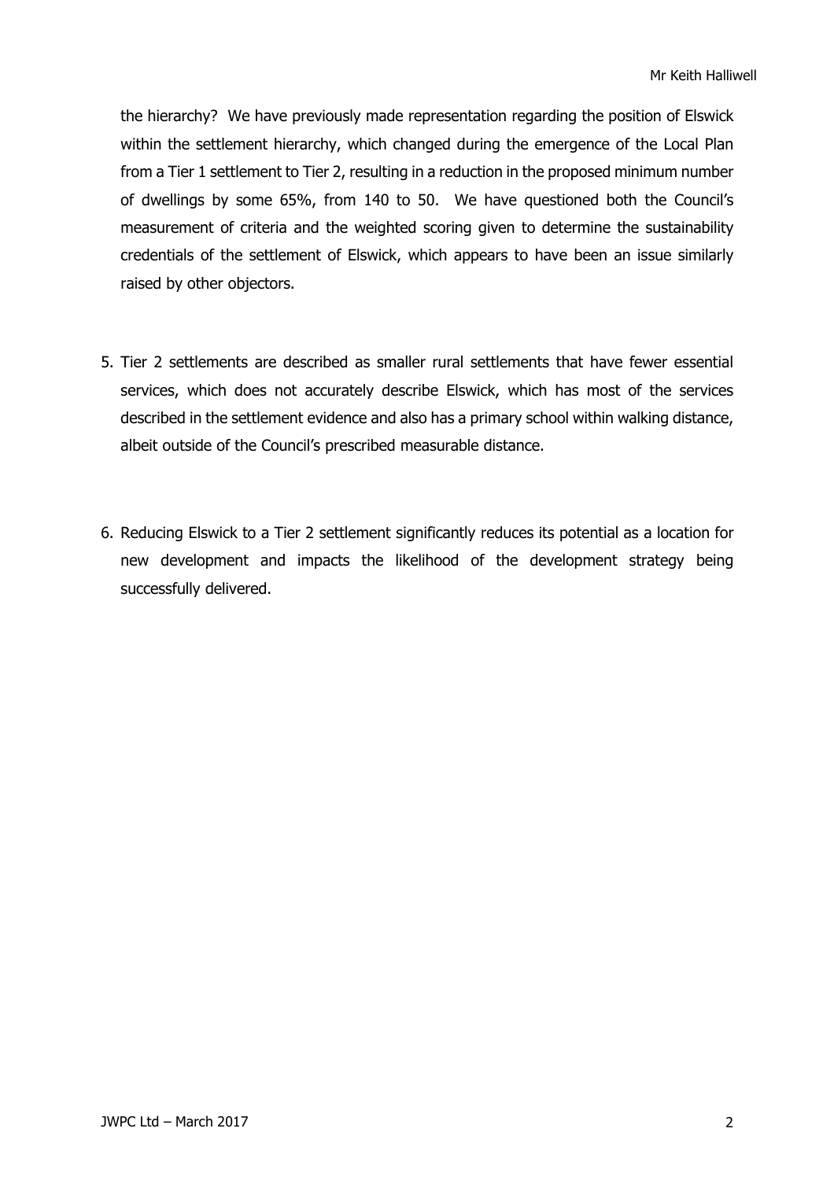the hierarchy? We have previously made representation regarding the position of Elswick within the settlement hierarchy, which changed during the emergence of the Local Plan from a Tier 1 settlement to Tier 2, resulting in a reduction in the proposed minimum number of dwellings by some 65%, from 140 to 50. We have questioned both the Council's measurement of criteria and the weighted scoring given to determine the sustainability credentials of the settlement of Elswick, which appears to have been an issue similarly raised by other objectors.

5. Tier 2 settlements are described as smaller rural settlements that have fewer essential services, which does not accurately describe Elswick, which has most of the services described in the settlement evidence and also has a primary school within walking distance, albeit outside of the Council's prescribed measurable distance.

6. Reducing Elswick to a Tier 2 settlement significantly reduces its potential as a location for new development and impacts the likelihood of the development strategy being successfully delivered.